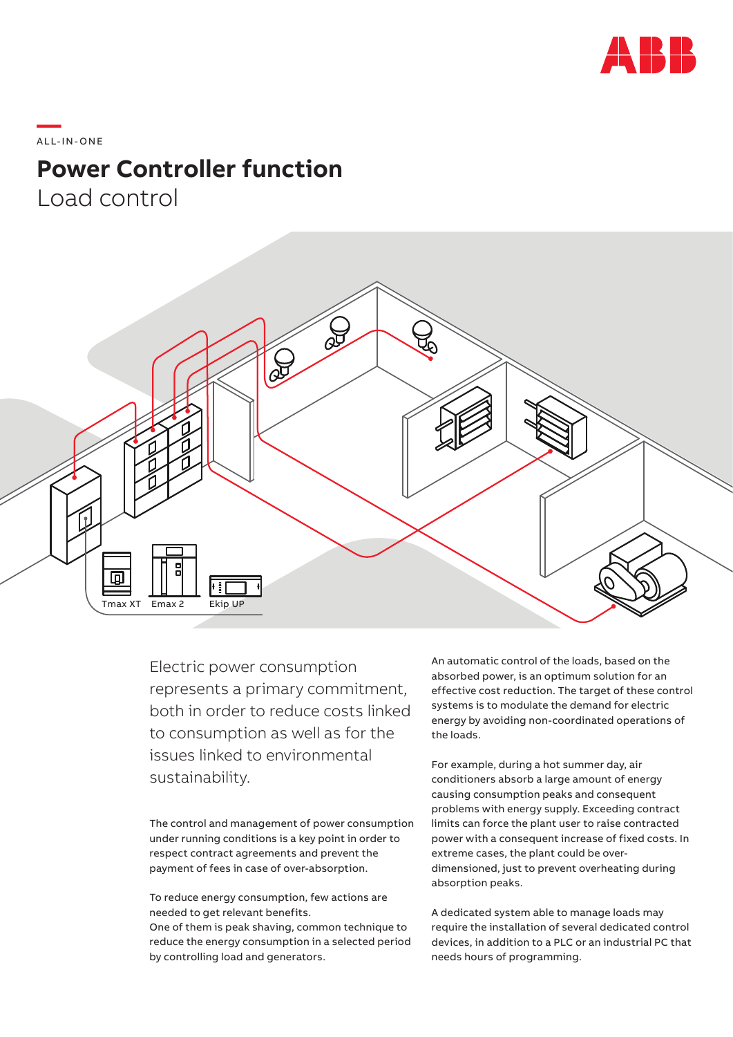ALL-IN-ONE

# Power Controller function

## Load control

Tmax XT Emax 2 Ekip UP

Electric power consumption represents a primary commitment, both in order to reduce costs linked to consumption as well as for the issues linked to environmental sustainability.

The control and management of power consumption under running conditions is a key point in order to respect contract agreements and prevent the payment of fees in case of over-absorption.

To reduce energy consumption, few actions are needed to get relevant benefits.
One of them is peak shaving, common technique to reduce the energy consumption in a selected period by controlling load and generators.

An automatic control of the loads, based on the absorbed power, is an optimum solution for an effective cost reduction. The target of these control systems is to modulate the demand for electric energy by avoiding non-coordinated operations of the loads.

For example, during a hot summer day, air conditioners absorb a large amount of energy causing consumption peaks and consequent problems with energy supply. Exceeding contract limits can force the plant user to raise contracted power with a consequent increase of fixed costs. In extreme cases, the plant could be over-dimensioned, just to prevent overheating during absorption peaks.

A dedicated system able to manage loads may require the installation of several dedicated control devices, in addition to a PLC or an industrial PC that needs hours of programming.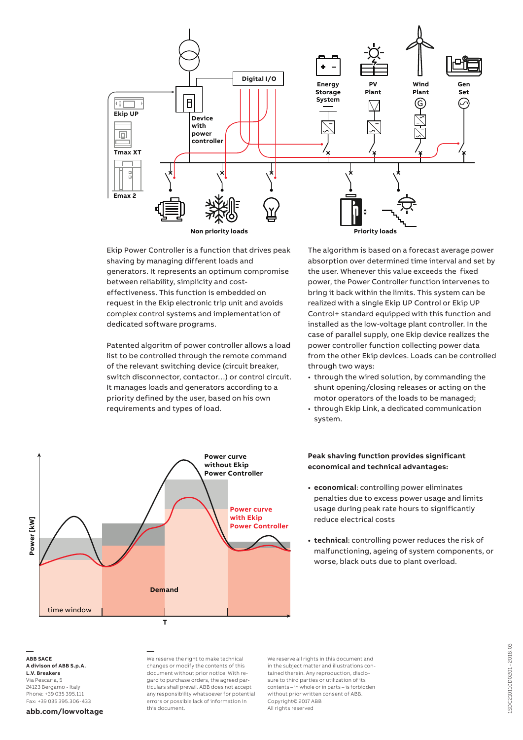Digital I/O

Energy Storage System

PV Plant

Wind Plant

Gen Set

Ekip UP

Tmax XT

Emax 2

Device with power controller

Non priority loads

Priority loads

Ekip Power Controller is a function that drives peak shaving by managing different loads and generators. It represents an optimum compromise between reliability, simplicity and cost-effectiveness. This function is embedded on request in the Ekip electronic trip unit and avoids complex control systems and implementation of dedicated software programs.

Patented algoritm of power controller allows a load list to be controlled through the remote command of the relevant switching device (circuit breaker, switch disconnector, contactor…) or control circuit. It manages loads and generators according to a priority defined by the user, based on his own requirements and types of load.

The algorithm is based on a forecast average power absorption over determined time interval and set by the user. Whenever this value exceeds the fixed power, the Power Controller function intervenes to bring it back within the limits. This system can be realized with a single Ekip UP Control or Ekip UP Control+ standard equipped with this function and installed as the low-voltage plant controller. In the case of parallel supply, one Ekip device realizes the power controller function collecting power data from the other Ekip devices. Loads can be controlled through two ways:

- through the wired solution, by commanding the shunt opening/closing releases or acting on the motor operators of the loads to be managed;
- through Ekip Link, a dedicated communication system.

Power curve without Ekip Power Controller

Power curve with Ekip Power Controller

Power [kW]

Demand

time window

T

**Peak shaving function provides significant economical and technical advantages:**

- **economical**: controlling power eliminates penalties due to excess power usage and limits usage during peak rate hours to significantly reduce electrical costs
- **technical**: controlling power reduces the risk of malfunctioning, ageing of system components, or worse, black outs due to plant overload.

**ABB SACE**
**A divison of ABB S.p.A.**
**L.V. Breakers**
Via Pescaria, 5
24123 Bergamo - Italy
Phone: +39 035 395.111
Fax: +39 035 395.306-433

**abb.com/lowvoltage**

We reserve the right to make technical changes or modify the contents of this document without prior notice. With regard to purchase orders, the agreed particulars shall prevail. ABB does not accept any responsibility whatsoever for potential errors or possible lack of information in this document.

We reserve all rights in this document and in the subject matter and illustrations contained therein. Any reproduction, disclosure to third parties or utilization of its contents – in whole or in parts – is forbidden without prior written consent of ABB.
Copyright© 2017 ABB
All rights reserved

1SDC210110D0201 - 2018.03